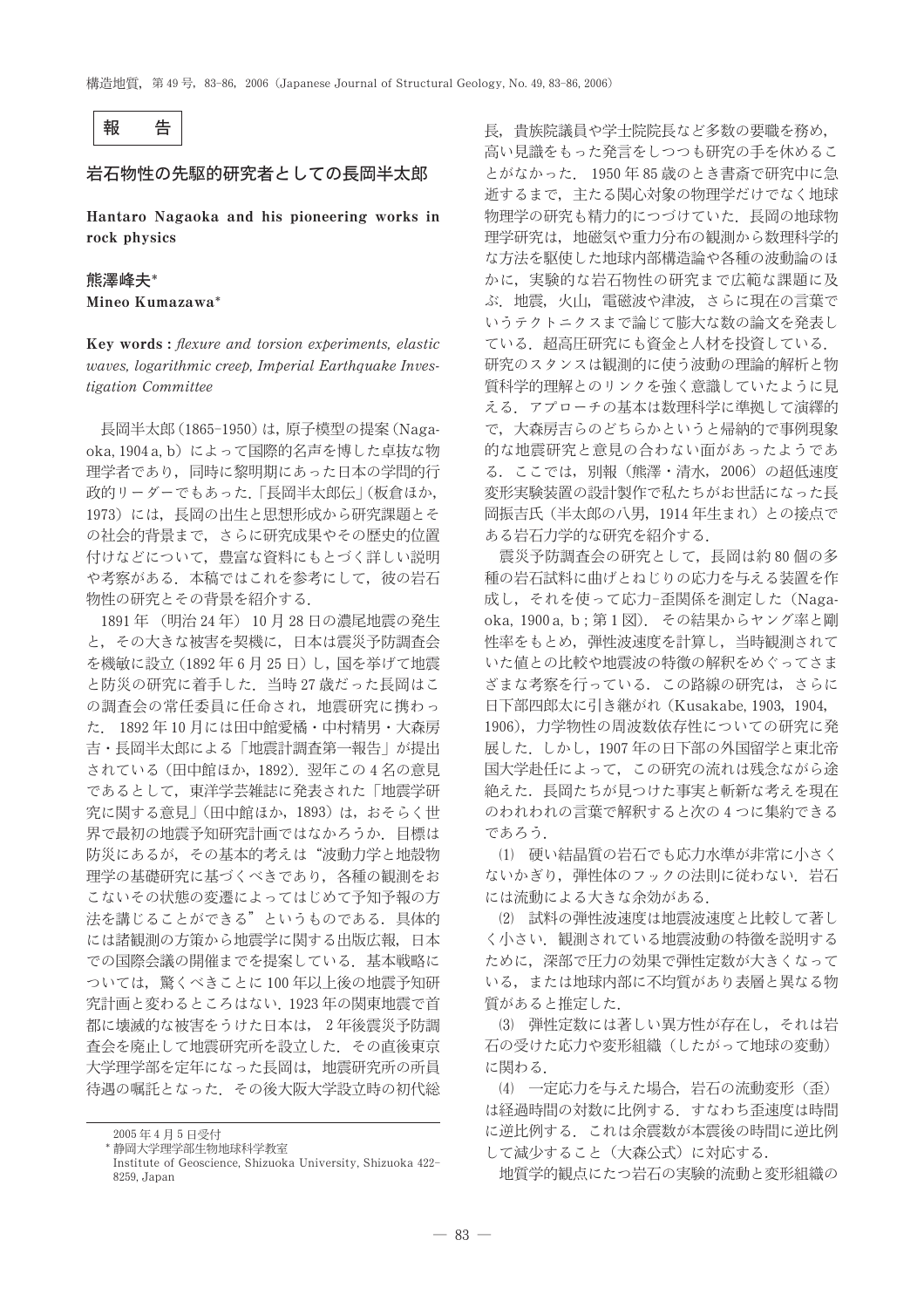**報　告**

# 岩石物性の先駆的研究者としての長岡半太郎

**Hantaro Nagaoka and his pioneering works in rock physics**

**熊澤峰夫[*]**
**Mineo Kumazawa[*]**

**Key words :** *flexure and torsion experiments, elastic waves, logarithmic creep, Imperial Earthquake Investigation Committee*

長岡半太郎（1865-1950）は，原子模型の提案（Nagaoka, 1904 a, b）によって国際的名声を博した卓抜な物理学者であり，同時に黎明期にあった日本の学問的行政的リーダーでもあった.「長岡半太郎伝」（板倉ほか, 1973）には，長岡の出生と思想形成から研究課題とその社会的背景まで，さらに研究成果やその歴史的位置付けなどについて，豊富な資料にもとづく詳しい説明や考察がある．本稿ではこれを参考にして，彼の岩石物性の研究とその背景を紹介する．

1891 年（明治 24 年）10 月 28 日の濃尾地震の発生と，その大きな被害を契機に，日本は震災予防調査会を機敏に設立（1892 年 6 月 25 日）し，国を挙げて地震と防災の研究に着手した．当時 27 歳だった長岡はこの調査会の常任委員に任命され，地震研究に携わった．1892 年 10 月には田中館愛橘・中村精男・大森房吉・長岡半太郎による「地震計調査第一報告」が提出されている（田中館ほか, 1892）．翌年この 4 名の意見であるとして，東洋学芸雑誌に発表された「地震学研究に関する意見」（田中館ほか, 1893）は，おそらく世界で最初の地震予知研究計画ではなかろうか．目標は防災にあるが，その基本的考えは“波動力学と地殻物理学の基礎研究に基づくべきであり，各種の観測をおこないその状態の変遷によってはじめて予知予報の方法を講じることができる”というものである．具体的には諸観測の方策から地震学に関する出版広報，日本での国際会議の開催までを提案している．基本戦略については，驚くべきことに 100 年以上後の地震予知研究計画と変わるところはない．1923 年の関東地震で首都に壊滅的な被害をうけた日本は，2 年後震災予防調査会を廃止して地震研究所を設立した．その直後東京大学理学部を定年になった長岡は，地震研究所の所員待遇の嘱託となった．その後大阪大学設立時の初代総長，貴族院議員や学士院院長など多数の要職を務め，高い見識をもった発言をしつつも研究の手を休めることがなかった．1950 年 85 歳のとき書斎で研究中に急逝するまで，主たる関心対象の物理学だけでなく地球物理学の研究も精力的につづけていた．長岡の地球物理学研究は，地磁気や重力分布の観測から数理科学的な方法を駆使した地球内部構造論や各種の波動論のほかに，実験的な岩石物性の研究まで広範な課題に及ぶ．地震，火山，電磁波や津波，さらに現在の言葉でいうテクトニクスまで論じて膨大な数の論文を発表している．超高圧研究にも資金と人材を投資している．研究のスタンスは観測的に使う波動の理論的解析と物質科学的理解とのリンクを強く意識していたように見える．アプローチの基本は数理科学に準拠して演繹的で，大森房吉らのどちらかというと帰納的で事例現象的な地震研究と意見の合わない面があったようである．ここでは，別報（熊澤・清水, 2006）の超低速度変形実験装置の設計製作で私たちがお世話になった長岡振吉氏（半太郎の八男，1914 年生まれ）との接点である岩石力学的な研究を紹介する．

震災予防調査会の研究として，長岡は約 80 個の多種の岩石試料に曲げとねじりの応力を与える装置を作成し，それを使って応力-歪関係を測定した（Nagaoka, 1900 a, b ; 第 1 図）．その結果からヤング率と剛性率をもとめ，弾性波速度を計算し，当時観測されていた値との比較や地震波の特徴の解釈をめぐってさまざまな考察を行っている．この路線の研究は，さらに日下部四郎太に引き継がれ（Kusakabe, 1903, 1904, 1906），力学物性の周波数依存性についての研究に発展した．しかし，1907 年の日下部の外国留学と東北帝国大学赴任によって，この研究の流れは残念ながら途絶えた．長岡たちが見つけた事実と斬新な考えを現在のわれわれの言葉で解釈すると次の 4 つに集約できるであろう．

⑴　硬い結晶質の岩石でも応力水準が非常に小さくないかぎり，弾性体のフックの法則に従わない．岩石には流動による大きな余効がある．

⑵　試料の弾性波速度は地震波速度と比較して著しく小さい．観測されている地震波動の特徴を説明するために，深部で圧力の効果で弾性定数が大きくなっている，または地球内部に不均質があり表層と異なる物質があると推定した．

⑶　弾性定数には著しい異方性が存在し，それは岩石の受けた応力や変形組織（したがって地球の変動）に関わる．

⑷　一定応力を与えた場合，岩石の流動変形（歪）は経過時間の対数に比例する．すなわち歪速度は時間に逆比例する．これは余震数が本震後の時間に逆比例して減少すること（大森公式）に対応する．

地質学的観点にたつ岩石の実験的流動と変形組織の

---

2005 年 4 月 5 日受付

[*] 静岡大学理学部生物地球科学教室
Institute of Geoscience, Shizuoka University, Shizuoka 422-8259, Japan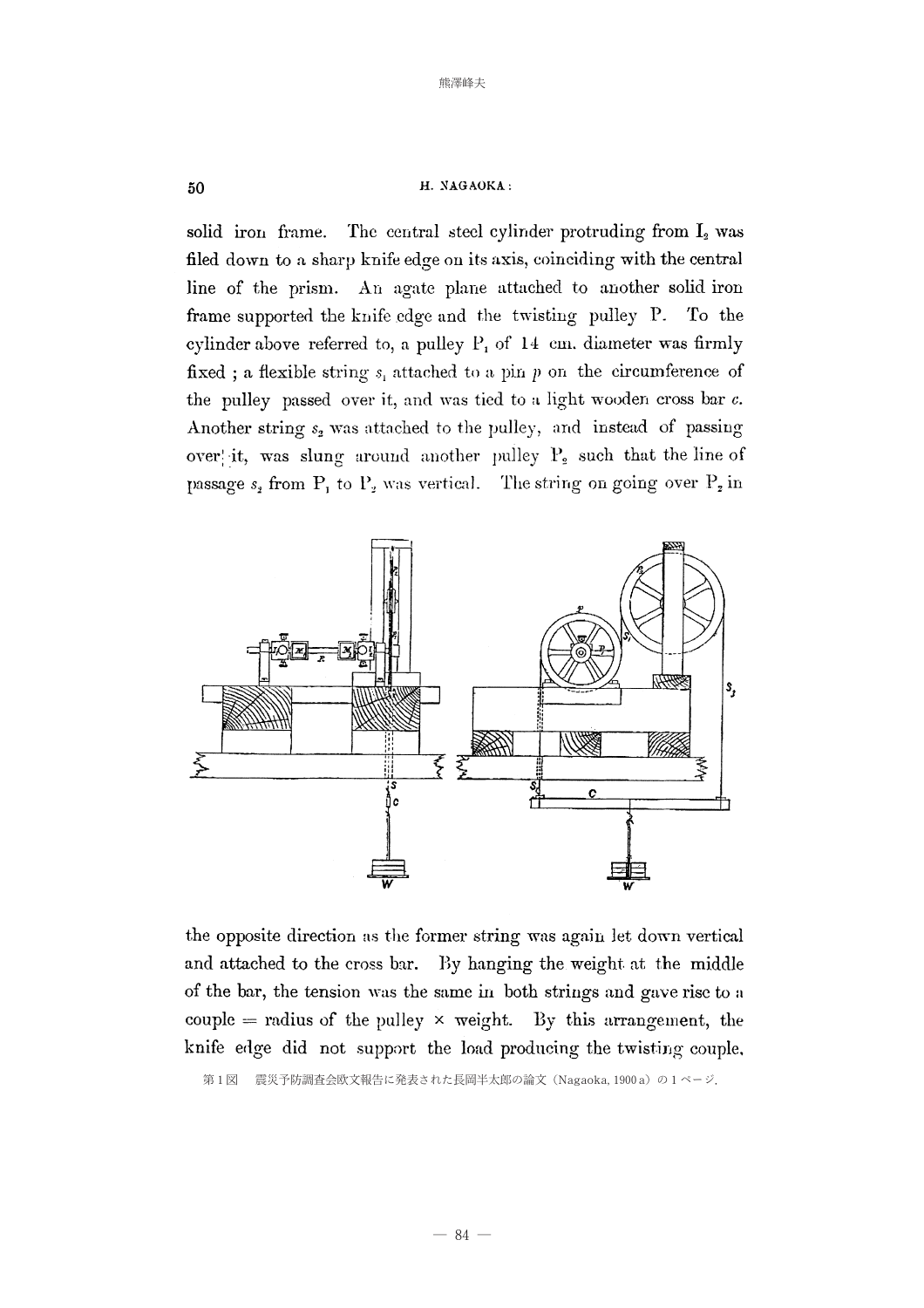solid iron frame. The central steel cylinder protruding from $I_2$ was filed down to a sharp knife edge on its axis, coinciding with the central line of the prism. An agate plane attached to another solid iron frame supported the knife edge and the twisting pulley P. To the cylinder above referred to, a pulley $P_1$ of 14 cm. diameter was firmly fixed ; a flexible string $s_1$ attached to a pin $p$ on the circumference of the pulley passed over it, and was tied to a light wooden cross bar $c$. Another string $s_2$ was attached to the pulley, and instead of passing over it, was slung around another pulley $P_2$ such that the line of passage $s_2$ from $P_1$ to $P_2$ was vertical. The string on going over $P_2$ in

the opposite direction as the former string was again let down vertical and attached to the cross bar. By hanging the weight at the middle of the bar, the tension was the same in both strings and gave rise to a couple = radius of the pulley × weight. By this arrangement, the knife edge did not support the load producing the twisting couple,

第 1 図　震災予防調査会欧文報告に発表された長岡半太郎の論文（Nagaoka, 1900 a）の 1 ページ.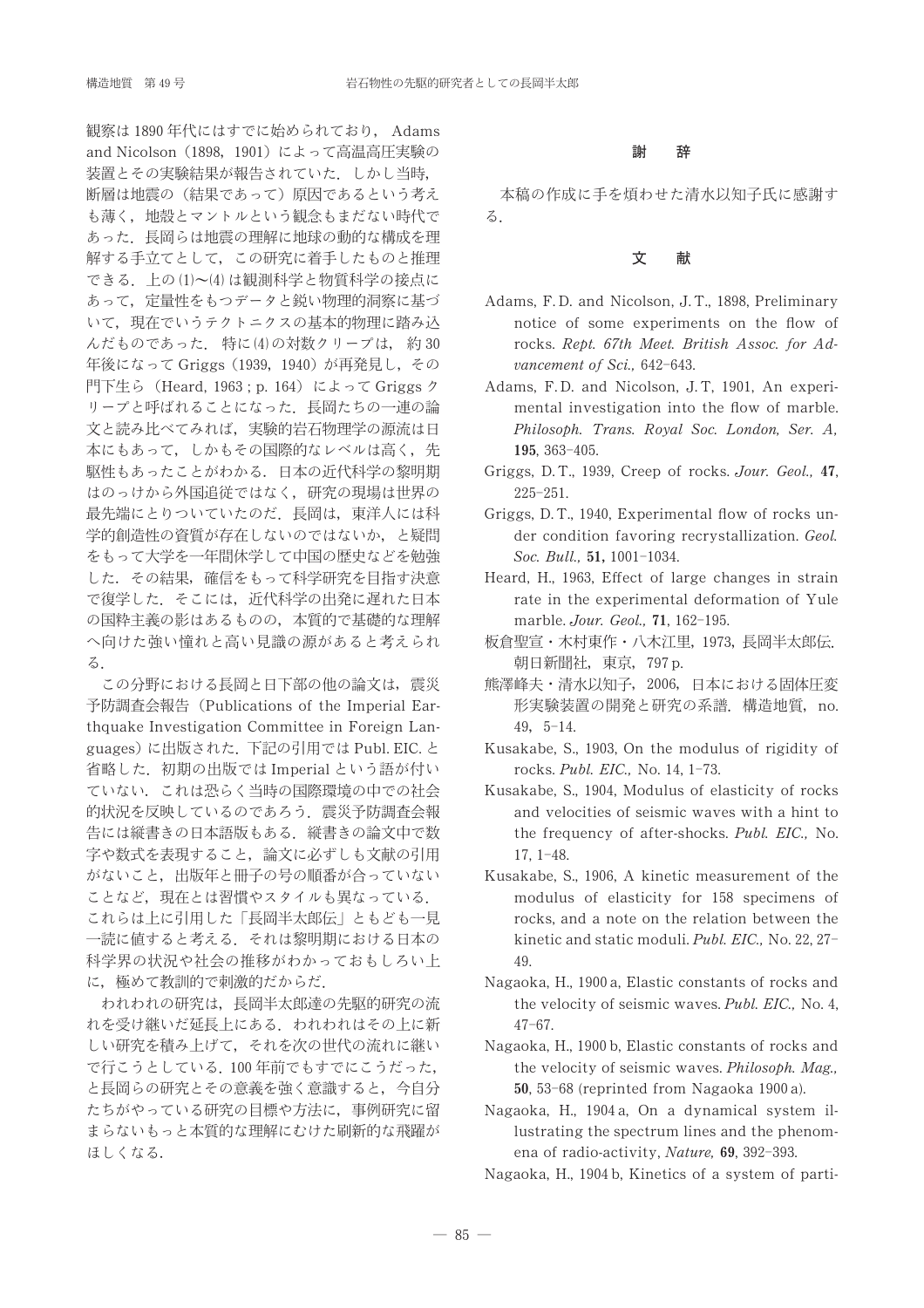観察は 1890 年代にはすでに始められており，Adams and Nicolson（1898，1901）によって高温高圧実験の装置とその実験結果が報告されていた．しかし当時，断層は地震の（結果であって）原因であるという考えも薄く，地殻とマントルという観念もまだない時代であった．長岡らは地震の理解に地球の動的な構成を理解する手立てとして，この研究に着手したものと推理できる．上の⑴〜⑷は観測科学と物質科学の接点にあって，定量性をもつデータと鋭い物理的洞察に基づいて，現在でいうテクトニクスの基本的物理に踏み込んだものであった．特に⑷の対数クリープは，約 30 年後になって Griggs（1939，1940）が再発見し，その門下生ら（Heard, 1963 ; p. 164）によって Griggs クリープと呼ばれることになった．長岡たちの一連の論文と読み比べてみれば，実験的岩石物理学の源流は日本にもあって，しかもその国際的なレベルは高く，先駆性もあったことがわかる．日本の近代科学の黎明期はのっけから外国追従ではなく，研究の現場は世界の最先端にとりついていたのだ．長岡は，東洋人には科学的創造性の資質が存在しないのではないか，と疑問をもって大学を一年間休学して中国の歴史などを勉強した．その結果，確信をもって科学研究を目指す決意で復学した．そこには，近代科学の出発に遅れた日本の国粋主義の影はあるものの，本質的で基礎的な理解へ向けた強い憧れと高い見識の源があると考えられる．

この分野における長岡と日下部の他の論文は，震災予防調査会報告（Publications of the Imperial Earthquake Investigation Committee in Foreign Languages）に出版された．下記の引用では Publ. EIC. と省略した．初期の出版では Imperial という語が付いていない．これは恐らく当時の国際環境の中での社会的状況を反映しているのであろう．震災予防調査会報告には縦書きの日本語版もある．縦書きの論文中で数字や数式を表現すること，論文に必ずしも文献の引用がないこと，出版年と冊子の号の順番が合っていないことなど，現在とは習慣やスタイルも異なっている．これらは上に引用した「長岡半太郎伝」ともども一見一読に値すると考える．それは黎明期における日本の科学界の状況や社会の推移がわかっておもしろい上に，極めて教訓的で刺激的だからだ．

われわれの研究は，長岡半太郎達の先駆的研究の流れを受け継いだ延長上にある．われわれはその上に新しい研究を積み上げて，それを次の世代の流れに継いで行こうとしている．100 年前でもすでにこうだった，と長岡らの研究とその意義を強く意識すると，今自分たちがやっている研究の目標や方法に，事例研究に留まらないもっと本質的な理解にむけた刷新的な飛躍がほしくなる．

## 謝　辞

本稿の作成に手を煩わせた清水以知子氏に感謝する．

## 文　献

Adams, F. D. and Nicolson, J. T., 1898, Preliminary notice of some experiments on the flow of rocks. *Rept. 67th Meet. British Assoc. for Advancement of Sci.,* 642–643.

Adams, F. D. and Nicolson, J. T, 1901, An experimental investigation into the flow of marble. *Philosoph. Trans. Royal Soc. London, Ser. A,* **195**, 363–405.

Griggs, D. T., 1939, Creep of rocks. *Jour. Geol.,* **47**, 225–251.

Griggs, D. T., 1940, Experimental flow of rocks under condition favoring recrystallization. *Geol. Soc. Bull.,* **51**, 1001–1034.

Heard, H., 1963, Effect of large changes in strain rate in the experimental deformation of Yule marble. *Jour. Geol.,* **71**, 162–195.

板倉聖宣・木村東作・八木江里，1973，長岡半太郎伝．朝日新聞社，東京，797 p.

熊澤峰夫・清水以知子，2006，日本における固体圧変形実験装置の開発と研究の系譜．構造地質，no. 49，5–14.

Kusakabe, S., 1903, On the modulus of rigidity of rocks. *Publ. EIC.,* No. 14, 1–73.

Kusakabe, S., 1904, Modulus of elasticity of rocks and velocities of seismic waves with a hint to the frequency of after-shocks. *Publ. EIC.,* No. 17, 1–48.

Kusakabe, S., 1906, A kinetic measurement of the modulus of elasticity for 158 specimens of rocks, and a note on the relation between the kinetic and static moduli. *Publ. EIC.,* No. 22, 27–49.

Nagaoka, H., 1900 a, Elastic constants of rocks and the velocity of seismic waves. *Publ. EIC.,* No. 4, 47–67.

Nagaoka, H., 1900 b, Elastic constants of rocks and the velocity of seismic waves. *Philosoph. Mag.,* **50**, 53–68 (reprinted from Nagaoka 1900 a).

Nagaoka, H., 1904 a, On a dynamical system illustrating the spectrum lines and the phenomena of radio-activity, *Nature,* **69**, 392–393.

Nagaoka, H., 1904 b, Kinetics of a system of parti-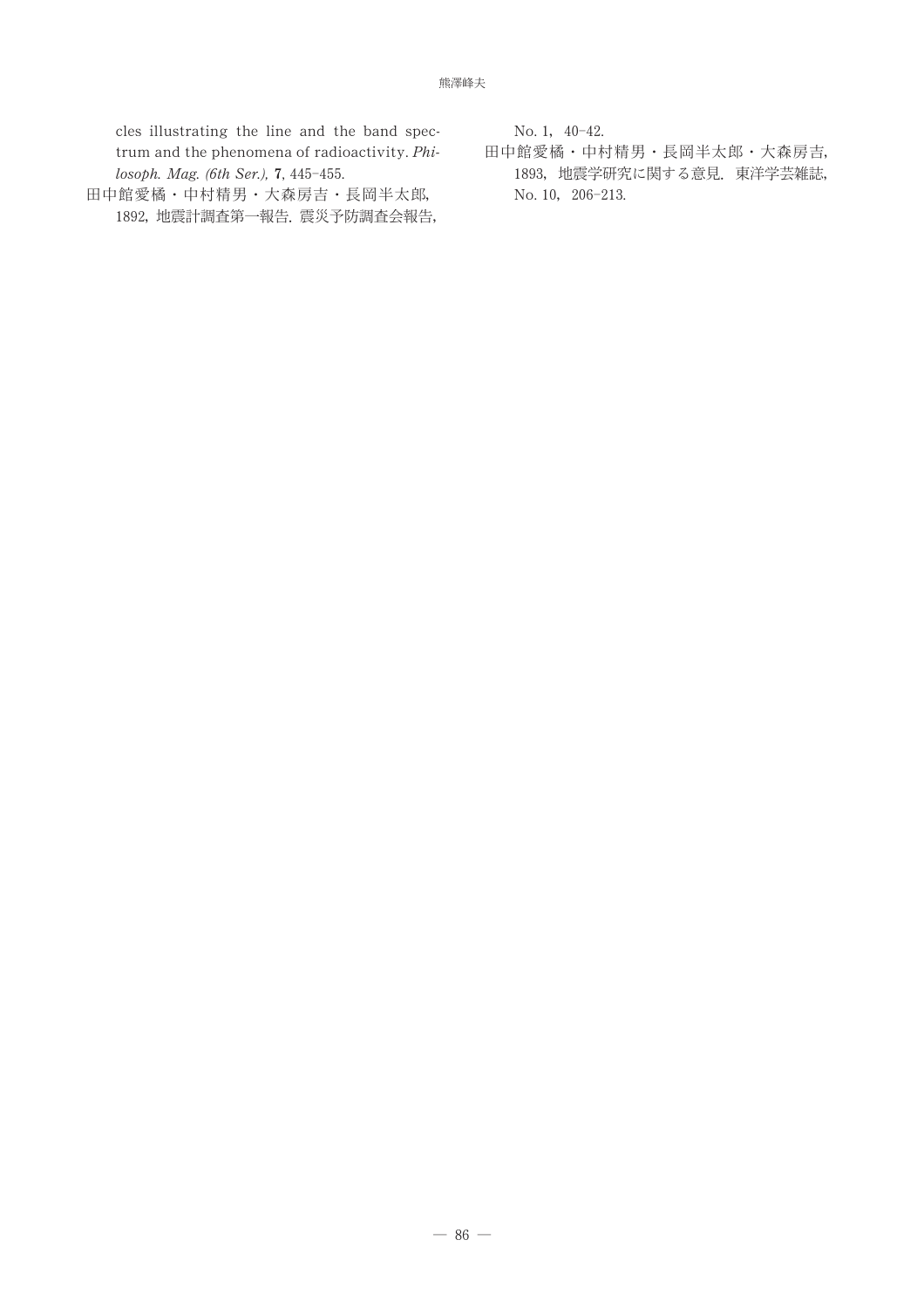cles illustrating the line and the band spectrum and the phenomena of radioactivity. *Philosoph. Mag. (6th Ser.),* **7**, 445-455.

田中館愛橘・中村精男・大森房吉・長岡半太郎, 1892, 地震計調査第一報告. 震災予防調査会報告, No. 1, 40-42.

田中館愛橘・中村精男・長岡半太郎・大森房吉, 1893, 地震学研究に関する意見. 東洋学芸雑誌, No. 10, 206-213.